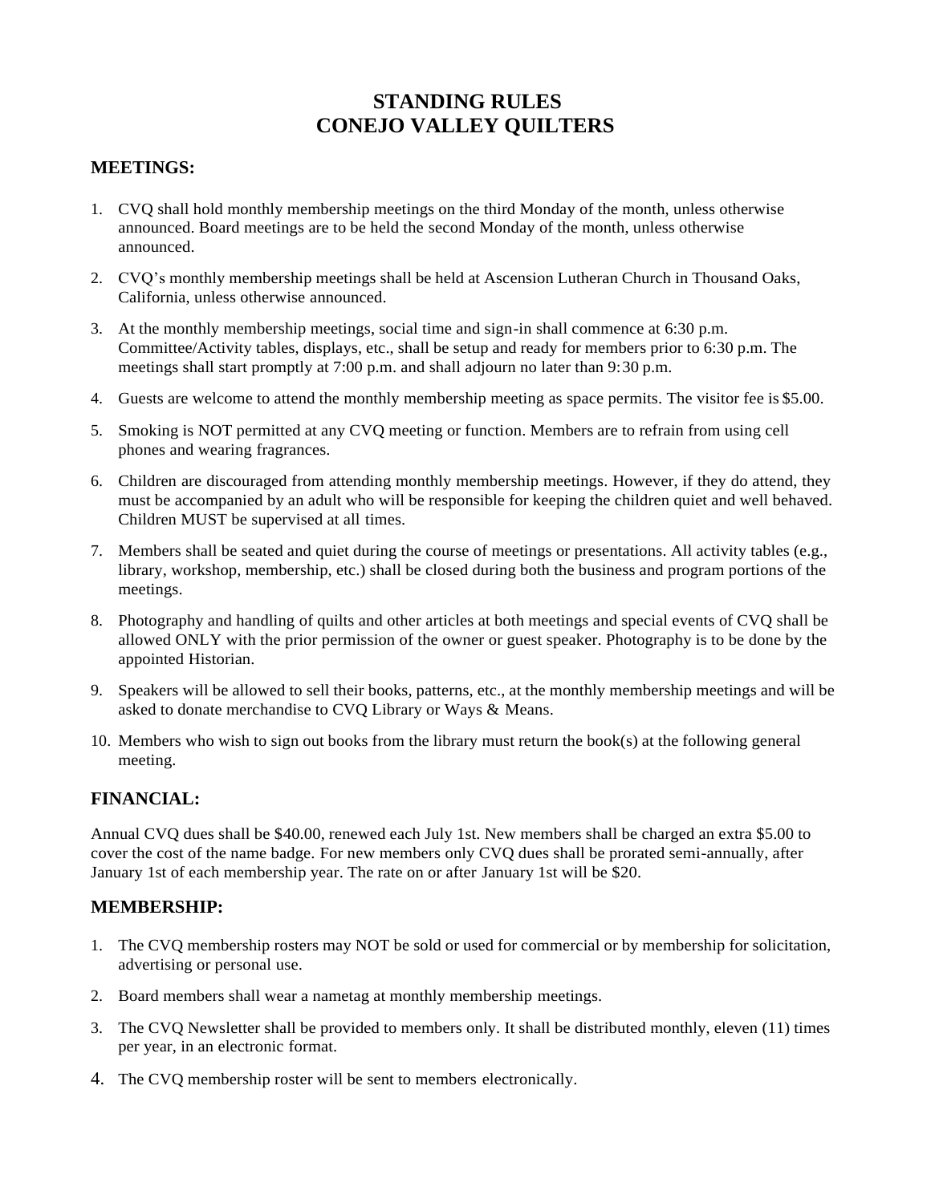# STANDING RULES
# CONEJO VALLEY QUILTERS

## MEETINGS:

1. CVQ shall hold monthly membership meetings on the third Monday of the month, unless otherwise announced. Board meetings are to be held the second Monday of the month, unless otherwise announced.
2. CVQ's monthly membership meetings shall be held at Ascension Lutheran Church in Thousand Oaks, California, unless otherwise announced.
3. At the monthly membership meetings, social time and sign-in shall commence at 6:30 p.m. Committee/Activity tables, displays, etc., shall be setup and ready for members prior to 6:30 p.m. The meetings shall start promptly at 7:00 p.m. and shall adjourn no later than 9:30 p.m.
4. Guests are welcome to attend the monthly membership meeting as space permits. The visitor fee is $5.00.
5. Smoking is NOT permitted at any CVQ meeting or function. Members are to refrain from using cell phones and wearing fragrances.
6. Children are discouraged from attending monthly membership meetings. However, if they do attend, they must be accompanied by an adult who will be responsible for keeping the children quiet and well behaved. Children MUST be supervised at all times.
7. Members shall be seated and quiet during the course of meetings or presentations. All activity tables (e.g., library, workshop, membership, etc.) shall be closed during both the business and program portions of the meetings.
8. Photography and handling of quilts and other articles at both meetings and special events of CVQ shall be allowed ONLY with the prior permission of the owner or guest speaker. Photography is to be done by the appointed Historian.
9. Speakers will be allowed to sell their books, patterns, etc., at the monthly membership meetings and will be asked to donate merchandise to CVQ Library or Ways & Means.
10. Members who wish to sign out books from the library must return the book(s) at the following general meeting.

## FINANCIAL:

Annual CVQ dues shall be $40.00, renewed each July 1st. New members shall be charged an extra $5.00 to cover the cost of the name badge. For new members only CVQ dues shall be prorated semi-annually, after January 1st of each membership year. The rate on or after January 1st will be $20.

## MEMBERSHIP:

1. The CVQ membership rosters may NOT be sold or used for commercial or by membership for solicitation, advertising or personal use.
2. Board members shall wear a nametag at monthly membership meetings.
3. The CVQ Newsletter shall be provided to members only. It shall be distributed monthly, eleven (11) times per year, in an electronic format.
4. The CVQ membership roster will be sent to members electronically.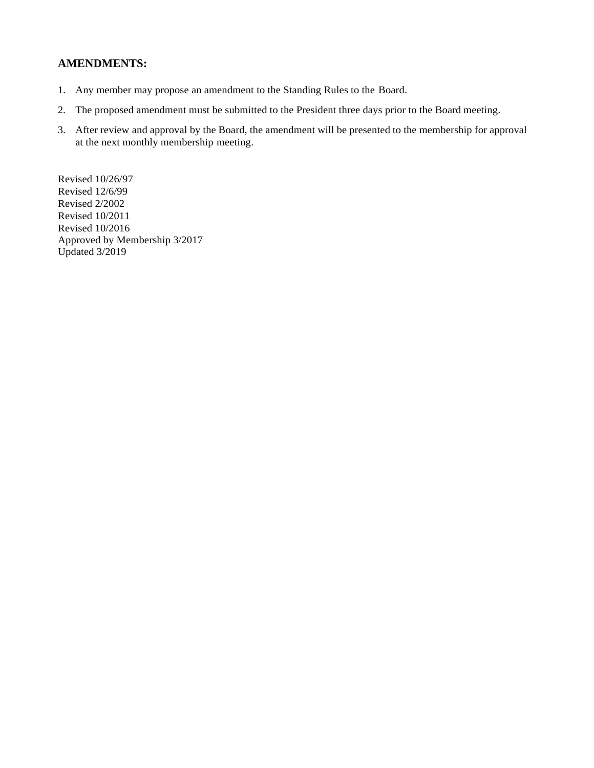## AMENDMENTS:

1. Any member may propose an amendment to the Standing Rules to the Board.
2. The proposed amendment must be submitted to the President three days prior to the Board meeting.
3. After review and approval by the Board, the amendment will be presented to the membership for approval at the next monthly membership meeting.

Revised 10/26/97
Revised 12/6/99
Revised 2/2002
Revised 10/2011
Revised 10/2016
Approved by Membership 3/2017
Updated 3/2019